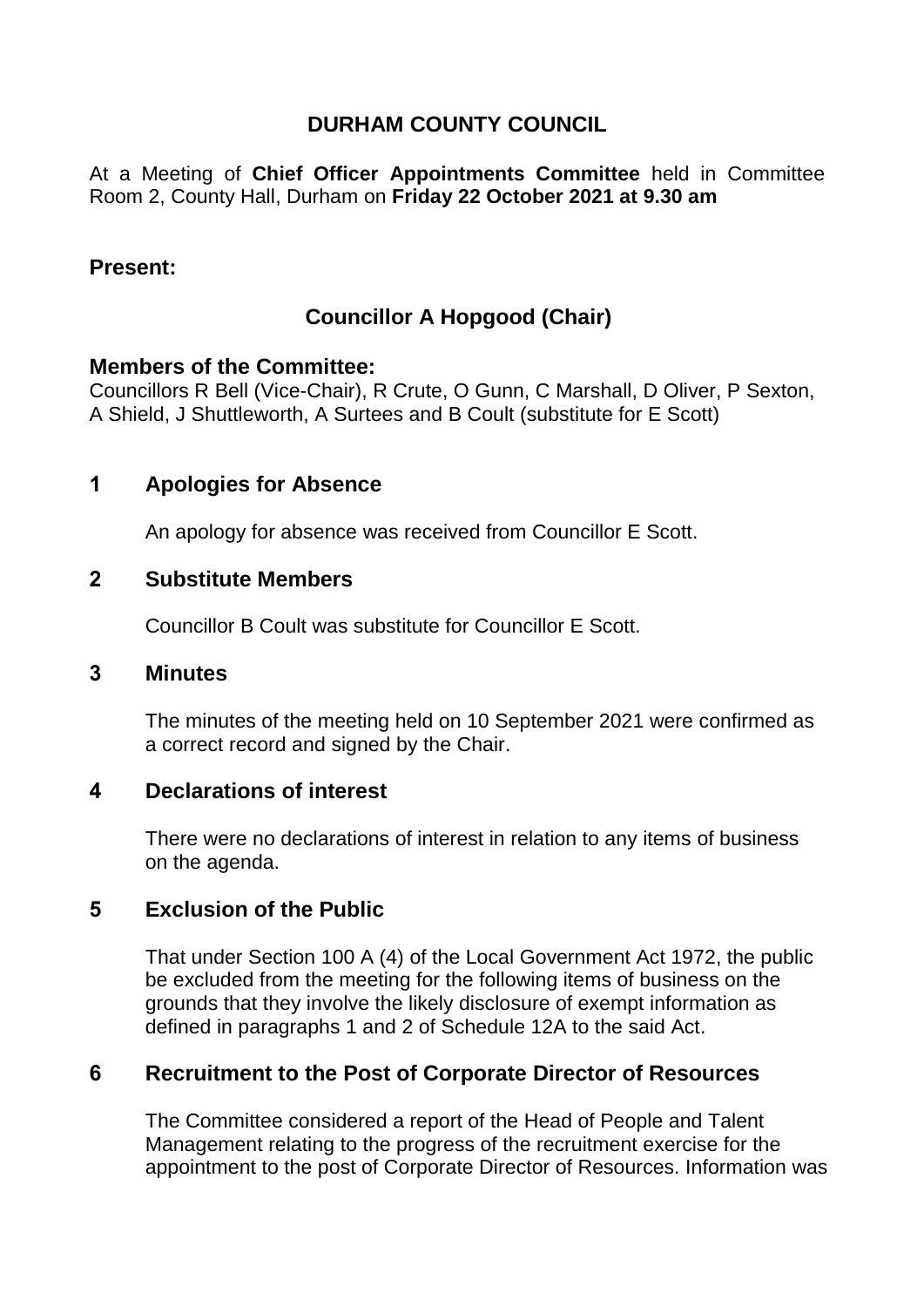# DURHAM COUNTY COUNCIL

At a Meeting of **Chief Officer Appointments Committee** held in Committee Room 2, County Hall, Durham on **Friday 22 October 2021 at 9.30 am**

## Present:

### Councillor A Hopgood (Chair)

### Members of the Committee:

Councillors R Bell (Vice-Chair), R Crute, O Gunn, C Marshall, D Oliver, P Sexton, A Shield, J Shuttleworth, A Surtees and B Coult (substitute for E Scott)

## 1 Apologies for Absence

An apology for absence was received from Councillor E Scott.

## 2 Substitute Members

Councillor B Coult was substitute for Councillor E Scott.

## 3 Minutes

The minutes of the meeting held on 10 September 2021 were confirmed as a correct record and signed by the Chair.

## 4 Declarations of interest

There were no declarations of interest in relation to any items of business on the agenda.

## 5 Exclusion of the Public

That under Section 100 A (4) of the Local Government Act 1972, the public be excluded from the meeting for the following items of business on the grounds that they involve the likely disclosure of exempt information as defined in paragraphs 1 and 2 of Schedule 12A to the said Act.

## 6 Recruitment to the Post of Corporate Director of Resources

The Committee considered a report of the Head of People and Talent Management relating to the progress of the recruitment exercise for the appointment to the post of Corporate Director of Resources. Information was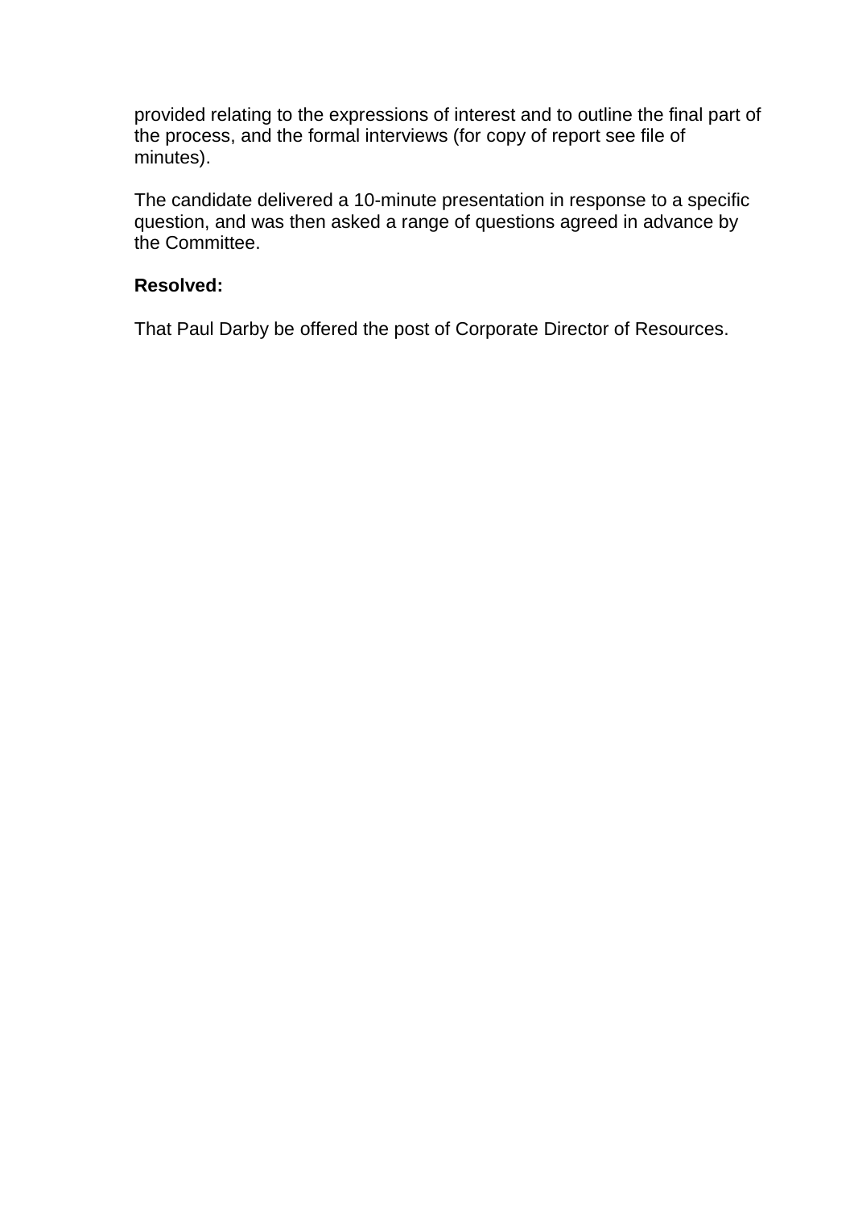provided relating to the expressions of interest and to outline the final part of the process, and the formal interviews (for copy of report see file of minutes).

The candidate delivered a 10-minute presentation in response to a specific question, and was then asked a range of questions agreed in advance by the Committee.

**Resolved:**

That Paul Darby be offered the post of Corporate Director of Resources.